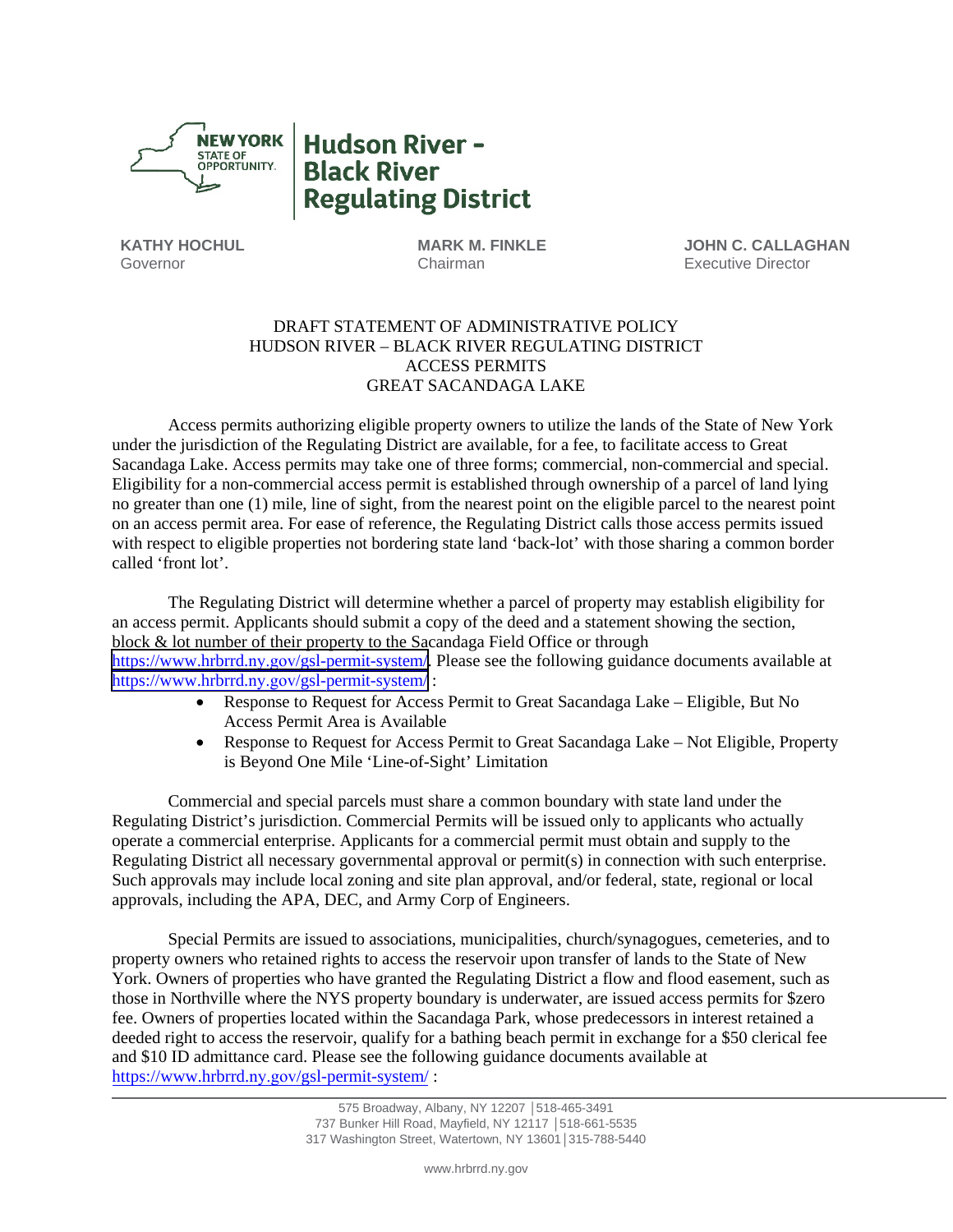# Hudson River - Black River Regulating District

**KATHY HOCHUL**
Governor

**MARK M. FINKLE**
Chairman

**JOHN C. CALLAGHAN**
Executive Director

DRAFT STATEMENT OF ADMINISTRATIVE POLICY
HUDSON RIVER – BLACK RIVER REGULATING DISTRICT
ACCESS PERMITS
GREAT SACANDAGA LAKE

Access permits authorizing eligible property owners to utilize the lands of the State of New York under the jurisdiction of the Regulating District are available, for a fee, to facilitate access to Great Sacandaga Lake. Access permits may take one of three forms; commercial, non-commercial and special. Eligibility for a non-commercial access permit is established through ownership of a parcel of land lying no greater than one (1) mile, line of sight, from the nearest point on the eligible parcel to the nearest point on an access permit area. For ease of reference, the Regulating District calls those access permits issued with respect to eligible properties not bordering state land 'back-lot' with those sharing a common border called 'front lot'.

The Regulating District will determine whether a parcel of property may establish eligibility for an access permit. Applicants should submit a copy of the deed and a statement showing the section, block & lot number of their property to the Sacandaga Field Office or through https://www.hrbrrd.ny.gov/gsl-permit-system/. Please see the following guidance documents available at https://www.hrbrrd.ny.gov/gsl-permit-system/ :

- Response to Request for Access Permit to Great Sacandaga Lake – Eligible, But No Access Permit Area is Available
- Response to Request for Access Permit to Great Sacandaga Lake – Not Eligible, Property is Beyond One Mile 'Line-of-Sight' Limitation

Commercial and special parcels must share a common boundary with state land under the Regulating District's jurisdiction. Commercial Permits will be issued only to applicants who actually operate a commercial enterprise. Applicants for a commercial permit must obtain and supply to the Regulating District all necessary governmental approval or permit(s) in connection with such enterprise. Such approvals may include local zoning and site plan approval, and/or federal, state, regional or local approvals, including the APA, DEC, and Army Corp of Engineers.

Special Permits are issued to associations, municipalities, church/synagogues, cemeteries, and to property owners who retained rights to access the reservoir upon transfer of lands to the State of New York. Owners of properties who have granted the Regulating District a flow and flood easement, such as those in Northville where the NYS property boundary is underwater, are issued access permits for $zero fee. Owners of properties located within the Sacandaga Park, whose predecessors in interest retained a deeded right to access the reservoir, qualify for a bathing beach permit in exchange for a $50 clerical fee and $10 ID admittance card. Please see the following guidance documents available at https://www.hrbrrd.ny.gov/gsl-permit-system/ :

575 Broadway, Albany, NY 12207 │518-465-3491
737 Bunker Hill Road, Mayfield, NY 12117 │518-661-5535
317 Washington Street, Watertown, NY 13601│315-788-5440

www.hrbrrd.ny.gov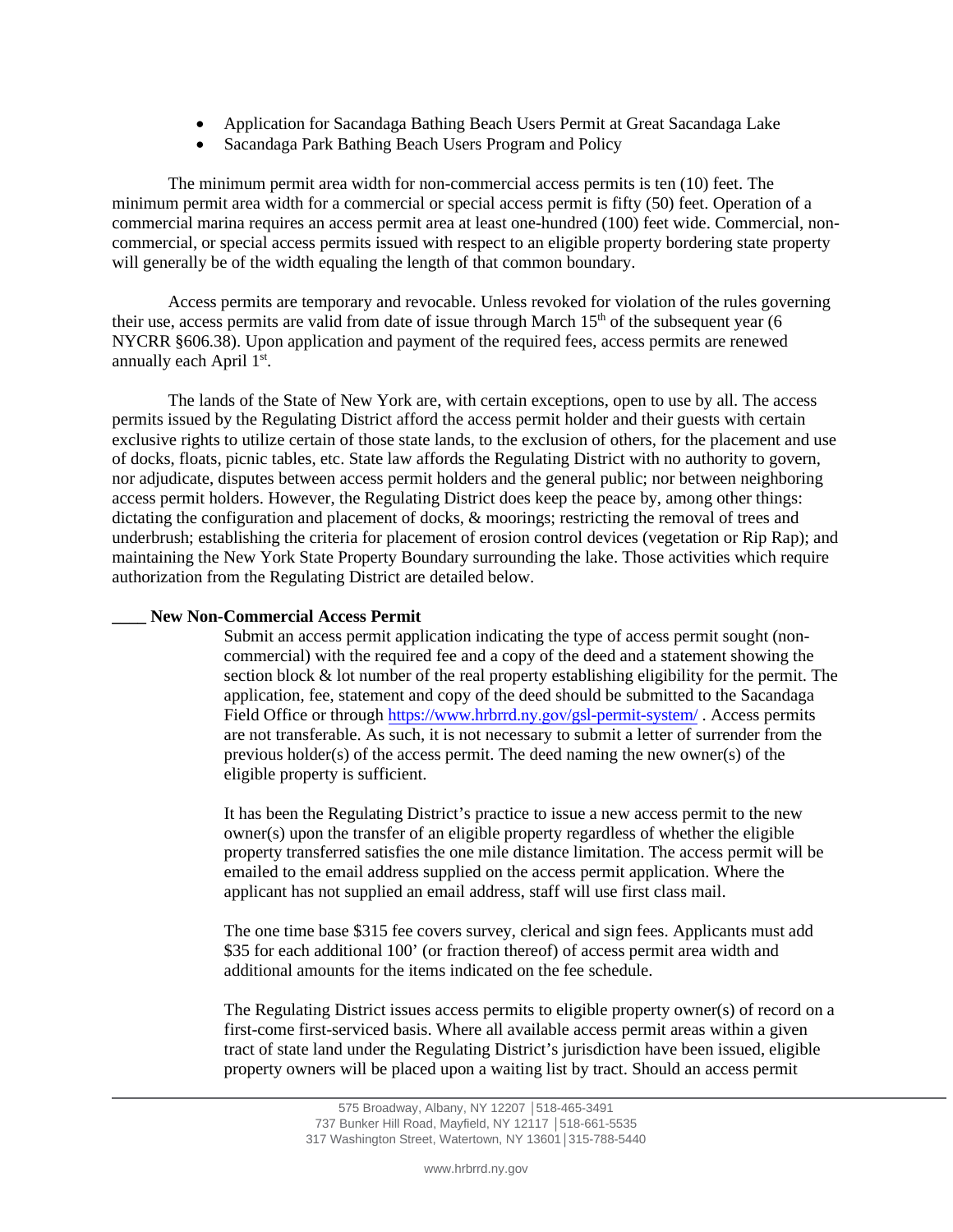- Application for Sacandaga Bathing Beach Users Permit at Great Sacandaga Lake
- Sacandaga Park Bathing Beach Users Program and Policy

The minimum permit area width for non-commercial access permits is ten (10) feet. The minimum permit area width for a commercial or special access permit is fifty (50) feet. Operation of a commercial marina requires an access permit area at least one-hundred (100) feet wide. Commercial, non-commercial, or special access permits issued with respect to an eligible property bordering state property will generally be of the width equaling the length of that common boundary.

Access permits are temporary and revocable. Unless revoked for violation of the rules governing their use, access permits are valid from date of issue through March 15th of the subsequent year (6 NYCRR §606.38). Upon application and payment of the required fees, access permits are renewed annually each April 1st.

The lands of the State of New York are, with certain exceptions, open to use by all. The access permits issued by the Regulating District afford the access permit holder and their guests with certain exclusive rights to utilize certain of those state lands, to the exclusion of others, for the placement and use of docks, floats, picnic tables, etc. State law affords the Regulating District with no authority to govern, nor adjudicate, disputes between access permit holders and the general public; nor between neighboring access permit holders. However, the Regulating District does keep the peace by, among other things: dictating the configuration and placement of docks, & moorings; restricting the removal of trees and underbrush; establishing the criteria for placement of erosion control devices (vegetation or Rip Rap); and maintaining the New York State Property Boundary surrounding the lake. Those activities which require authorization from the Regulating District are detailed below.

**\_\_\_\_ New Non-Commercial Access Permit**

Submit an access permit application indicating the type of access permit sought (non-commercial) with the required fee and a copy of the deed and a statement showing the section block & lot number of the real property establishing eligibility for the permit. The application, fee, statement and copy of the deed should be submitted to the Sacandaga Field Office or through https://www.hrbrrd.ny.gov/gsl-permit-system/ . Access permits are not transferable. As such, it is not necessary to submit a letter of surrender from the previous holder(s) of the access permit. The deed naming the new owner(s) of the eligible property is sufficient.

It has been the Regulating District's practice to issue a new access permit to the new owner(s) upon the transfer of an eligible property regardless of whether the eligible property transferred satisfies the one mile distance limitation. The access permit will be emailed to the email address supplied on the access permit application. Where the applicant has not supplied an email address, staff will use first class mail.

The one time base $315 fee covers survey, clerical and sign fees. Applicants must add $35 for each additional 100' (or fraction thereof) of access permit area width and additional amounts for the items indicated on the fee schedule.

The Regulating District issues access permits to eligible property owner(s) of record on a first-come first-serviced basis. Where all available access permit areas within a given tract of state land under the Regulating District's jurisdiction have been issued, eligible property owners will be placed upon a waiting list by tract. Should an access permit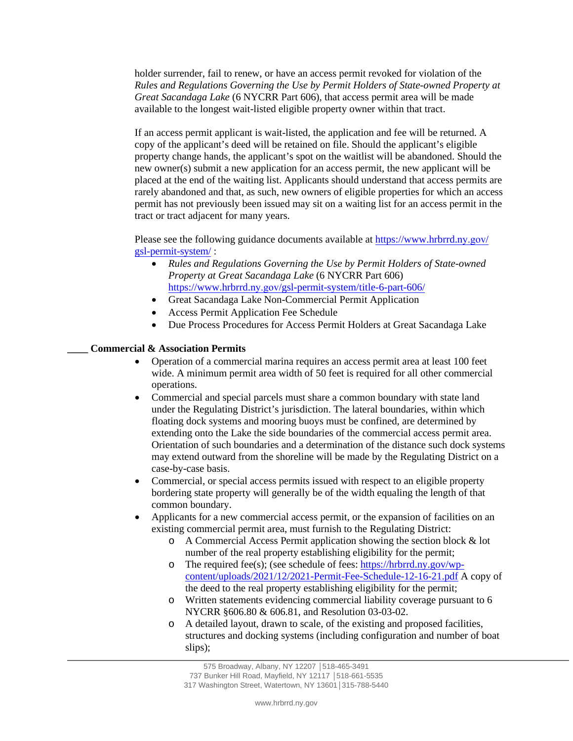holder surrender, fail to renew, or have an access permit revoked for violation of the *Rules and Regulations Governing the Use by Permit Holders of State-owned Property at Great Sacandaga Lake* (6 NYCRR Part 606), that access permit area will be made available to the longest wait-listed eligible property owner within that tract.

If an access permit applicant is wait-listed, the application and fee will be returned. A copy of the applicant's deed will be retained on file. Should the applicant's eligible property change hands, the applicant's spot on the waitlist will be abandoned. Should the new owner(s) submit a new application for an access permit, the new applicant will be placed at the end of the waiting list. Applicants should understand that access permits are rarely abandoned and that, as such, new owners of eligible properties for which an access permit has not previously been issued may sit on a waiting list for an access permit in the tract or tract adjacent for many years.

Please see the following guidance documents available at [https://www.hrbrrd.ny.gov/gsl-permit-system/](https://www.hrbrrd.ny.gov/gsl-permit-system/) :

- *Rules and Regulations Governing the Use by Permit Holders of State-owned Property at Great Sacandaga Lake* (6 NYCRR Part 606) [https://www.hrbrrd.ny.gov/gsl-permit-system/title-6-part-606/](https://www.hrbrrd.ny.gov/gsl-permit-system/title-6-part-606/)
- Great Sacandaga Lake Non-Commercial Permit Application
- Access Permit Application Fee Schedule
- Due Process Procedures for Access Permit Holders at Great Sacandaga Lake

____ **Commercial & Association Permits**

- Operation of a commercial marina requires an access permit area at least 100 feet wide. A minimum permit area width of 50 feet is required for all other commercial operations.
- Commercial and special parcels must share a common boundary with state land under the Regulating District's jurisdiction. The lateral boundaries, within which floating dock systems and mooring buoys must be confined, are determined by extending onto the Lake the side boundaries of the commercial access permit area. Orientation of such boundaries and a determination of the distance such dock systems may extend outward from the shoreline will be made by the Regulating District on a case-by-case basis.
- Commercial, or special access permits issued with respect to an eligible property bordering state property will generally be of the width equaling the length of that common boundary.
- Applicants for a new commercial access permit, or the expansion of facilities on an existing commercial permit area, must furnish to the Regulating District:
  - A Commercial Access Permit application showing the section block & lot number of the real property establishing eligibility for the permit;
  - The required fee(s); (see schedule of fees: [https://hrbrrd.ny.gov/wp-content/uploads/2021/12/2021-Permit-Fee-Schedule-12-16-21.pdf](https://hrbrrd.ny.gov/wp-content/uploads/2021/12/2021-Permit-Fee-Schedule-12-16-21.pdf) A copy of the deed to the real property establishing eligibility for the permit;
  - Written statements evidencing commercial liability coverage pursuant to 6 NYCRR §606.80 & 606.81, and Resolution 03-03-02.
  - A detailed layout, drawn to scale, of the existing and proposed facilities, structures and docking systems (including configuration and number of boat slips);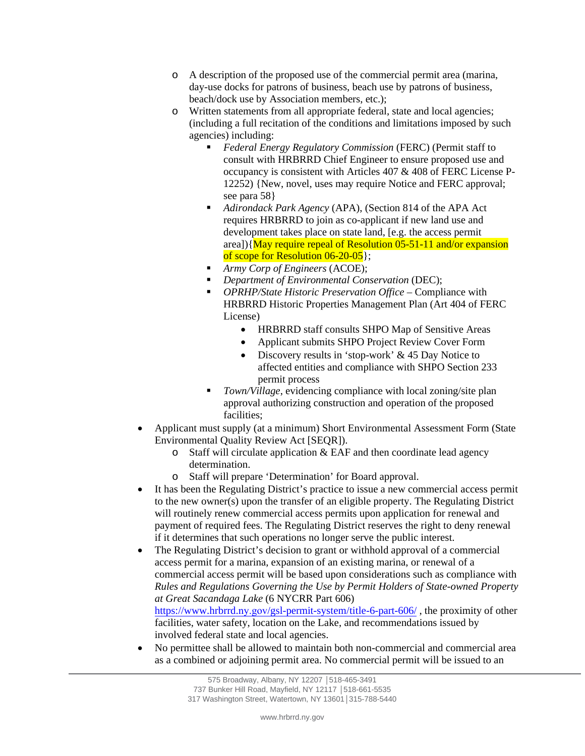- A description of the proposed use of the commercial permit area (marina, day-use docks for patrons of business, beach use by patrons of business, beach/dock use by Association members, etc.);
    - Written statements from all appropriate federal, state and local agencies; (including a full recitation of the conditions and limitations imposed by such agencies) including:
        - *Federal Energy Regulatory Commission* (FERC) (Permit staff to consult with HRBRRD Chief Engineer to ensure proposed use and occupancy is consistent with Articles 407 & 408 of FERC License P-12252) {New, novel, uses may require Notice and FERC approval; see para 58}
        - *Adirondack Park Agency* (APA), (Section 814 of the APA Act requires HRBRRD to join as co-applicant if new land use and development takes place on state land, [e.g. the access permit area]){May require repeal of Resolution 05-51-11 and/or expansion of scope for Resolution 06-20-05};
        - *Army Corp of Engineers* (ACOE);
        - *Department of Environmental Conservation* (DEC);
        - *OPRHP/State Historic Preservation Office* – Compliance with HRBRRD Historic Properties Management Plan (Art 404 of FERC License)
            - HRBRRD staff consults SHPO Map of Sensitive Areas
            - Applicant submits SHPO Project Review Cover Form
            - Discovery results in 'stop-work' & 45 Day Notice to affected entities and compliance with SHPO Section 233 permit process
        - *Town/Village*, evidencing compliance with local zoning/site plan approval authorizing construction and operation of the proposed facilities;
- Applicant must supply (at a minimum) Short Environmental Assessment Form (State Environmental Quality Review Act [SEQR]).
    - Staff will circulate application & EAF and then coordinate lead agency determination.
    - Staff will prepare 'Determination' for Board approval.
- It has been the Regulating District's practice to issue a new commercial access permit to the new owner(s) upon the transfer of an eligible property. The Regulating District will routinely renew commercial access permits upon application for renewal and payment of required fees. The Regulating District reserves the right to deny renewal if it determines that such operations no longer serve the public interest.
- The Regulating District's decision to grant or withhold approval of a commercial access permit for a marina, expansion of an existing marina, or renewal of a commercial access permit will be based upon considerations such as compliance with *Rules and Regulations Governing the Use by Permit Holders of State-owned Property at Great Sacandaga Lake* (6 NYCRR Part 606) https://www.hrbrrd.ny.gov/gsl-permit-system/title-6-part-606/ , the proximity of other facilities, water safety, location on the Lake, and recommendations issued by involved federal state and local agencies.
- No permittee shall be allowed to maintain both non-commercial and commercial area as a combined or adjoining permit area. No commercial permit will be issued to an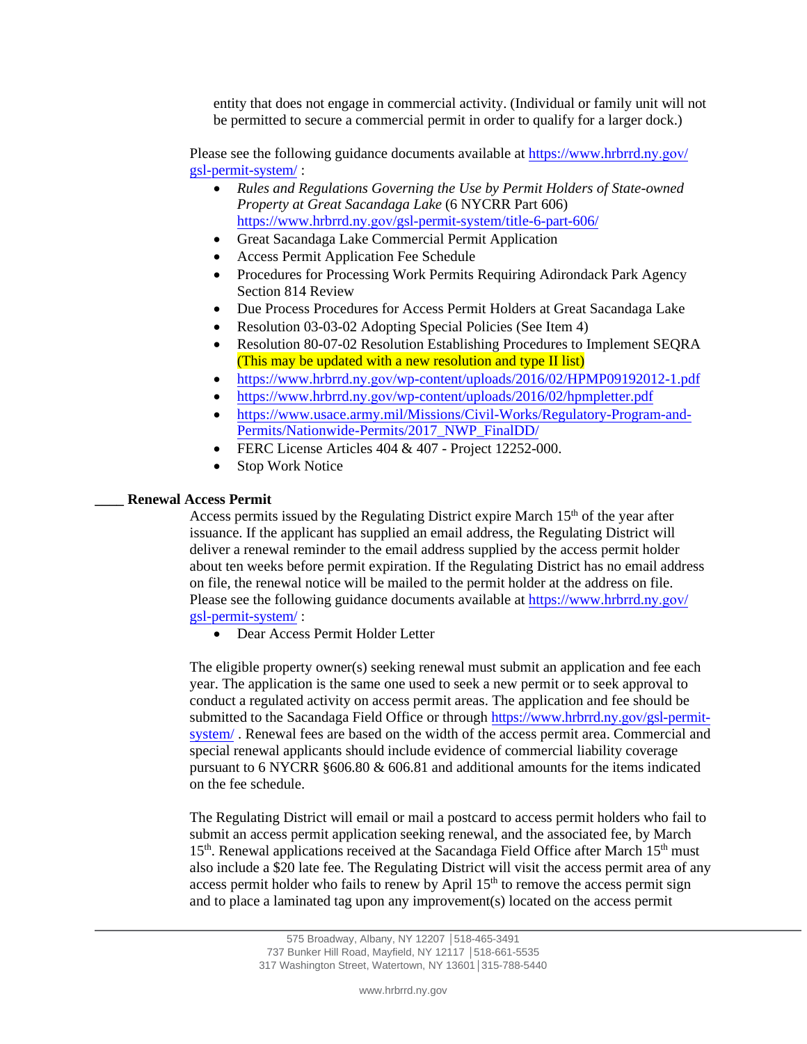entity that does not engage in commercial activity. (Individual or family unit will not be permitted to secure a commercial permit in order to qualify for a larger dock.)

Please see the following guidance documents available at https://www.hrbrrd.ny.gov/gsl-permit-system/ :

- *Rules and Regulations Governing the Use by Permit Holders of State-owned Property at Great Sacandaga Lake* (6 NYCRR Part 606) https://www.hrbrrd.ny.gov/gsl-permit-system/title-6-part-606/
- Great Sacandaga Lake Commercial Permit Application
- Access Permit Application Fee Schedule
- Procedures for Processing Work Permits Requiring Adirondack Park Agency Section 814 Review
- Due Process Procedures for Access Permit Holders at Great Sacandaga Lake
- Resolution 03-03-02 Adopting Special Policies (See Item 4)
- Resolution 80-07-02 Resolution Establishing Procedures to Implement SEQRA (This may be updated with a new resolution and type II list)
- https://www.hrbrrd.ny.gov/wp-content/uploads/2016/02/HPMP09192012-1.pdf
- https://www.hrbrrd.ny.gov/wp-content/uploads/2016/02/hpmpletter.pdf
- https://www.usace.army.mil/Missions/Civil-Works/Regulatory-Program-and-Permits/Nationwide-Permits/2017_NWP_FinalDD/
- FERC License Articles 404 & 407 - Project 12252-000.
- Stop Work Notice

____ **Renewal Access Permit**

Access permits issued by the Regulating District expire March 15th of the year after issuance. If the applicant has supplied an email address, the Regulating District will deliver a renewal reminder to the email address supplied by the access permit holder about ten weeks before permit expiration. If the Regulating District has no email address on file, the renewal notice will be mailed to the permit holder at the address on file. Please see the following guidance documents available at https://www.hrbrrd.ny.gov/gsl-permit-system/ :

- Dear Access Permit Holder Letter

The eligible property owner(s) seeking renewal must submit an application and fee each year. The application is the same one used to seek a new permit or to seek approval to conduct a regulated activity on access permit areas. The application and fee should be submitted to the Sacandaga Field Office or through https://www.hrbrrd.ny.gov/gsl-permit-system/ . Renewal fees are based on the width of the access permit area. Commercial and special renewal applicants should include evidence of commercial liability coverage pursuant to 6 NYCRR §606.80 & 606.81 and additional amounts for the items indicated on the fee schedule.

The Regulating District will email or mail a postcard to access permit holders who fail to submit an access permit application seeking renewal, and the associated fee, by March 15th. Renewal applications received at the Sacandaga Field Office after March 15th must also include a $20 late fee. The Regulating District will visit the access permit area of any access permit holder who fails to renew by April 15th to remove the access permit sign and to place a laminated tag upon any improvement(s) located on the access permit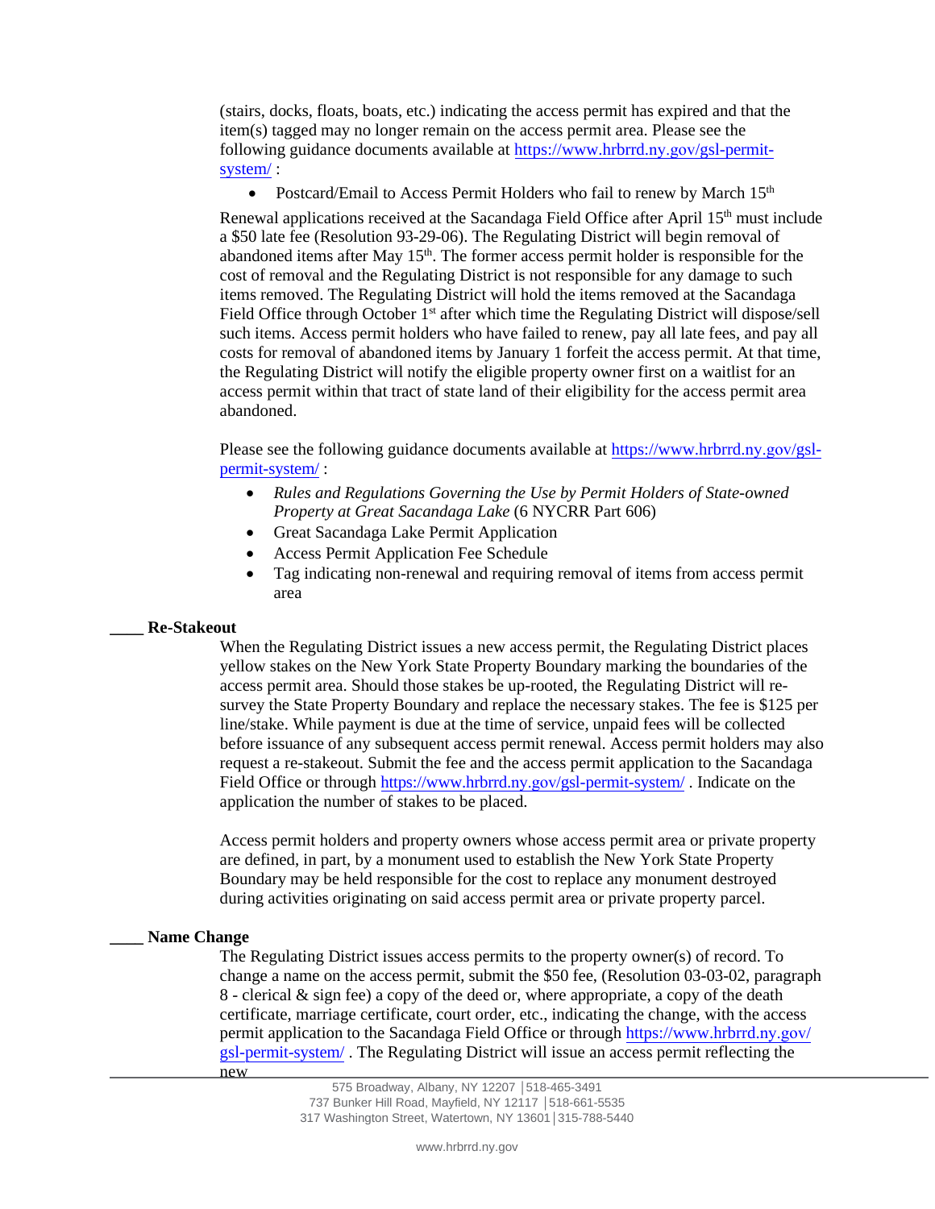(stairs, docks, floats, boats, etc.) indicating the access permit has expired and that the item(s) tagged may no longer remain on the access permit area. Please see the following guidance documents available at https://www.hrbrrd.ny.gov/gsl-permit-system/ :

- Postcard/Email to Access Permit Holders who fail to renew by March 15th

Renewal applications received at the Sacandaga Field Office after April 15th must include a $50 late fee (Resolution 93-29-06). The Regulating District will begin removal of abandoned items after May 15th. The former access permit holder is responsible for the cost of removal and the Regulating District is not responsible for any damage to such items removed. The Regulating District will hold the items removed at the Sacandaga Field Office through October 1st after which time the Regulating District will dispose/sell such items. Access permit holders who have failed to renew, pay all late fees, and pay all costs for removal of abandoned items by January 1 forfeit the access permit. At that time, the Regulating District will notify the eligible property owner first on a waitlist for an access permit within that tract of state land of their eligibility for the access permit area abandoned.

Please see the following guidance documents available at https://www.hrbrrd.ny.gov/gsl-permit-system/ :

- *Rules and Regulations Governing the Use by Permit Holders of State-owned Property at Great Sacandaga Lake* (6 NYCRR Part 606)
- Great Sacandaga Lake Permit Application
- Access Permit Application Fee Schedule
- Tag indicating non-renewal and requiring removal of items from access permit area

**____ Re-Stakeout**

When the Regulating District issues a new access permit, the Regulating District places yellow stakes on the New York State Property Boundary marking the boundaries of the access permit area. Should those stakes be up-rooted, the Regulating District will re-survey the State Property Boundary and replace the necessary stakes. The fee is $125 per line/stake. While payment is due at the time of service, unpaid fees will be collected before issuance of any subsequent access permit renewal. Access permit holders may also request a re-stakeout. Submit the fee and the access permit application to the Sacandaga Field Office or through https://www.hrbrrd.ny.gov/gsl-permit-system/ . Indicate on the application the number of stakes to be placed.

Access permit holders and property owners whose access permit area or private property are defined, in part, by a monument used to establish the New York State Property Boundary may be held responsible for the cost to replace any monument destroyed during activities originating on said access permit area or private property parcel.

**____ Name Change**

The Regulating District issues access permits to the property owner(s) of record. To change a name on the access permit, submit the $50 fee, (Resolution 03-03-02, paragraph 8 - clerical & sign fee) a copy of the deed or, where appropriate, a copy of the death certificate, marriage certificate, court order, etc., indicating the change, with the access permit application to the Sacandaga Field Office or through https://www.hrbrrd.ny.gov/gsl-permit-system/ . The Regulating District will issue an access permit reflecting the new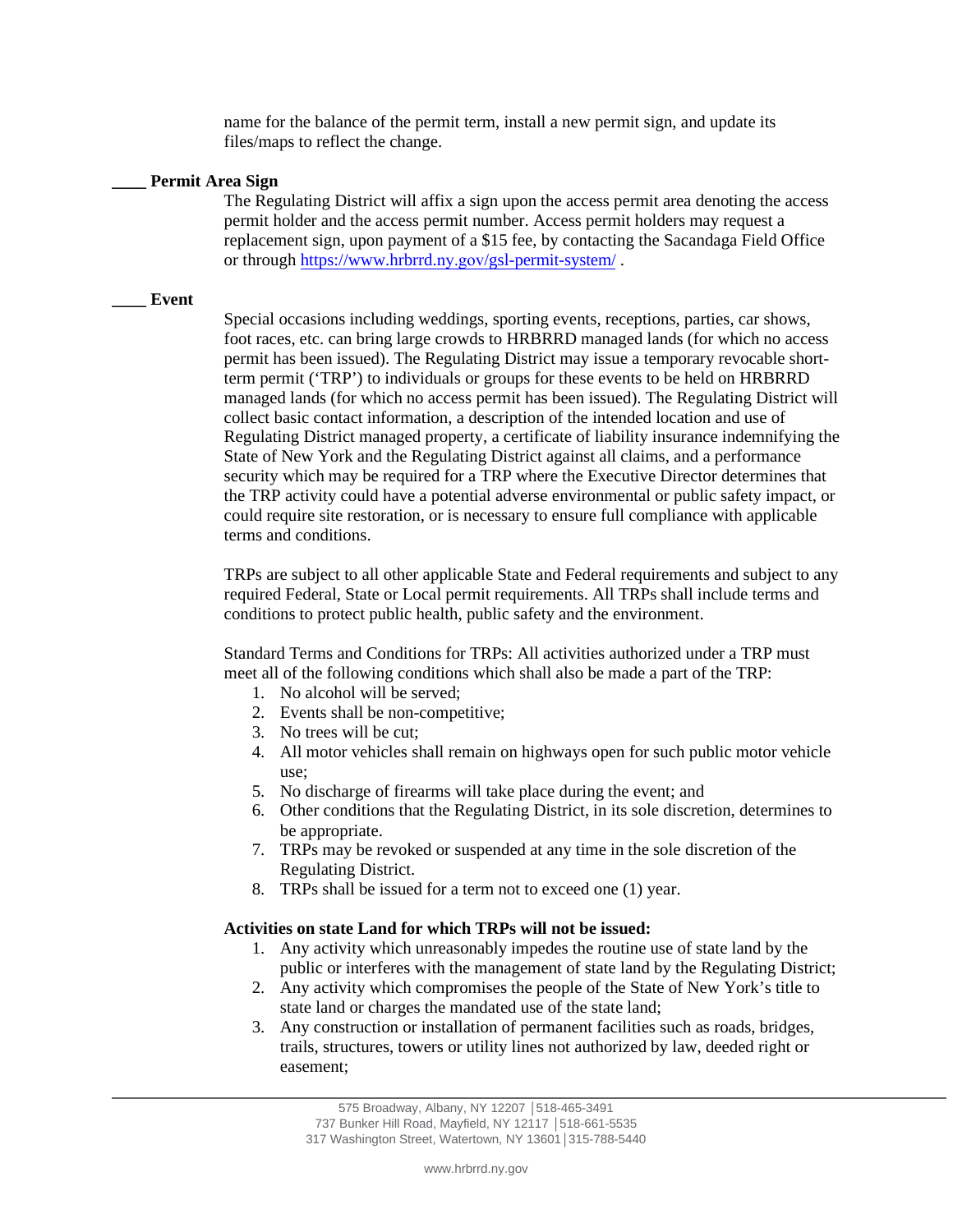name for the balance of the permit term, install a new permit sign, and update its files/maps to reflect the change.

____ **Permit Area Sign**

The Regulating District will affix a sign upon the access permit area denoting the access permit holder and the access permit number. Access permit holders may request a replacement sign, upon payment of a $15 fee, by contacting the Sacandaga Field Office or through https://www.hrbrrd.ny.gov/gsl-permit-system/ .

____ **Event**

Special occasions including weddings, sporting events, receptions, parties, car shows, foot races, etc. can bring large crowds to HRBRRD managed lands (for which no access permit has been issued). The Regulating District may issue a temporary revocable short-term permit ('TRP') to individuals or groups for these events to be held on HRBRRD managed lands (for which no access permit has been issued). The Regulating District will collect basic contact information, a description of the intended location and use of Regulating District managed property, a certificate of liability insurance indemnifying the State of New York and the Regulating District against all claims, and a performance security which may be required for a TRP where the Executive Director determines that the TRP activity could have a potential adverse environmental or public safety impact, or could require site restoration, or is necessary to ensure full compliance with applicable terms and conditions.

TRPs are subject to all other applicable State and Federal requirements and subject to any required Federal, State or Local permit requirements. All TRPs shall include terms and conditions to protect public health, public safety and the environment.

Standard Terms and Conditions for TRPs: All activities authorized under a TRP must meet all of the following conditions which shall also be made a part of the TRP:

1. No alcohol will be served;
2. Events shall be non-competitive;
3. No trees will be cut;
4. All motor vehicles shall remain on highways open for such public motor vehicle use;
5. No discharge of firearms will take place during the event; and
6. Other conditions that the Regulating District, in its sole discretion, determines to be appropriate.
7. TRPs may be revoked or suspended at any time in the sole discretion of the Regulating District.
8. TRPs shall be issued for a term not to exceed one (1) year.

**Activities on state Land for which TRPs will not be issued:**

1. Any activity which unreasonably impedes the routine use of state land by the public or interferes with the management of state land by the Regulating District;
2. Any activity which compromises the people of the State of New York's title to state land or charges the mandated use of the state land;
3. Any construction or installation of permanent facilities such as roads, bridges, trails, structures, towers or utility lines not authorized by law, deeded right or easement;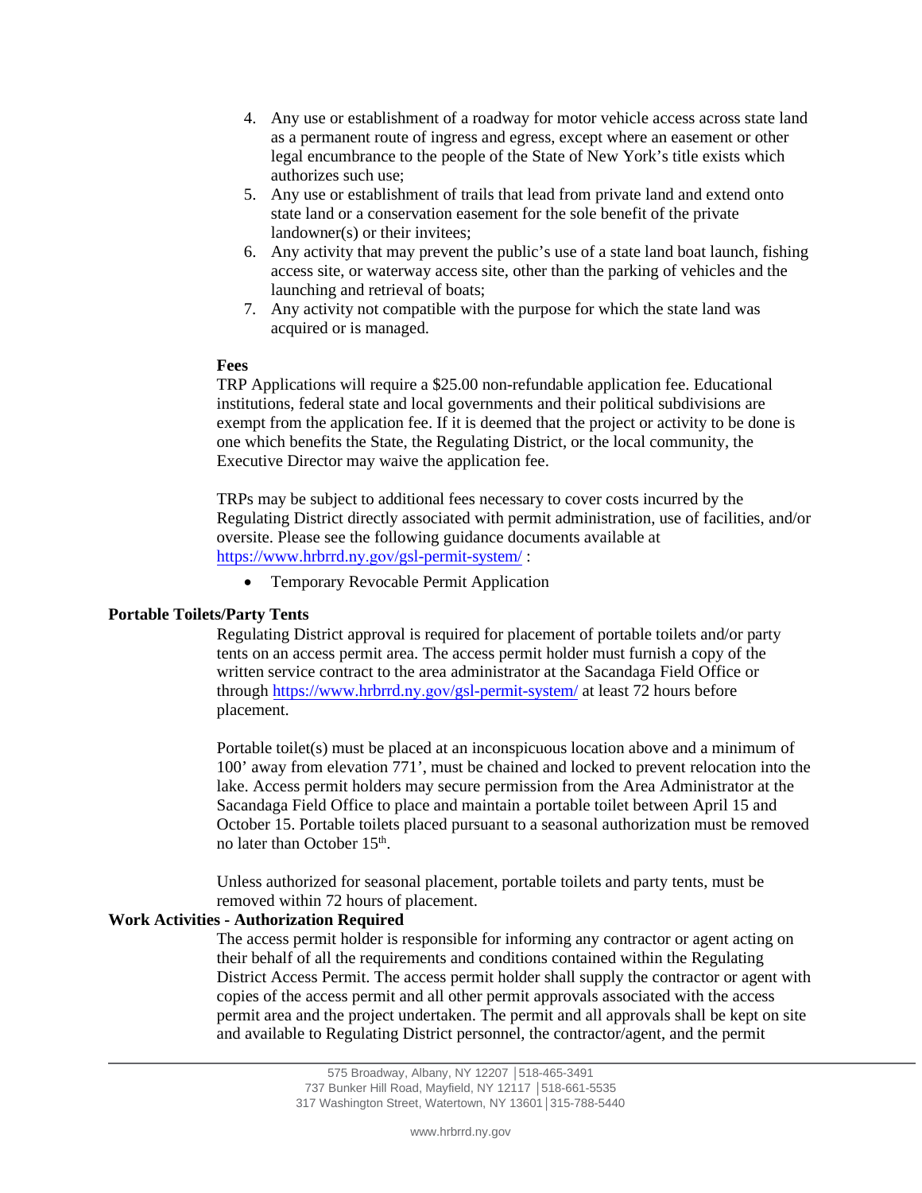4. Any use or establishment of a roadway for motor vehicle access across state land as a permanent route of ingress and egress, except where an easement or other legal encumbrance to the people of the State of New York's title exists which authorizes such use;
5. Any use or establishment of trails that lead from private land and extend onto state land or a conservation easement for the sole benefit of the private landowner(s) or their invitees;
6. Any activity that may prevent the public's use of a state land boat launch, fishing access site, or waterway access site, other than the parking of vehicles and the launching and retrieval of boats;
7. Any activity not compatible with the purpose for which the state land was acquired or is managed.

**Fees**

TRP Applications will require a $25.00 non-refundable application fee. Educational institutions, federal state and local governments and their political subdivisions are exempt from the application fee. If it is deemed that the project or activity to be done is one which benefits the State, the Regulating District, or the local community, the Executive Director may waive the application fee.

TRPs may be subject to additional fees necessary to cover costs incurred by the Regulating District directly associated with permit administration, use of facilities, and/or oversite. Please see the following guidance documents available at https://www.hrbrrd.ny.gov/gsl-permit-system/ :

- Temporary Revocable Permit Application

**Portable Toilets/Party Tents**

Regulating District approval is required for placement of portable toilets and/or party tents on an access permit area. The access permit holder must furnish a copy of the written service contract to the area administrator at the Sacandaga Field Office or through https://www.hrbrrd.ny.gov/gsl-permit-system/ at least 72 hours before placement.

Portable toilet(s) must be placed at an inconspicuous location above and a minimum of 100' away from elevation 771', must be chained and locked to prevent relocation into the lake. Access permit holders may secure permission from the Area Administrator at the Sacandaga Field Office to place and maintain a portable toilet between April 15 and October 15. Portable toilets placed pursuant to a seasonal authorization must be removed no later than October 15th.

Unless authorized for seasonal placement, portable toilets and party tents, must be removed within 72 hours of placement.

**Work Activities - Authorization Required**

The access permit holder is responsible for informing any contractor or agent acting on their behalf of all the requirements and conditions contained within the Regulating District Access Permit. The access permit holder shall supply the contractor or agent with copies of the access permit and all other permit approvals associated with the access permit area and the project undertaken. The permit and all approvals shall be kept on site and available to Regulating District personnel, the contractor/agent, and the permit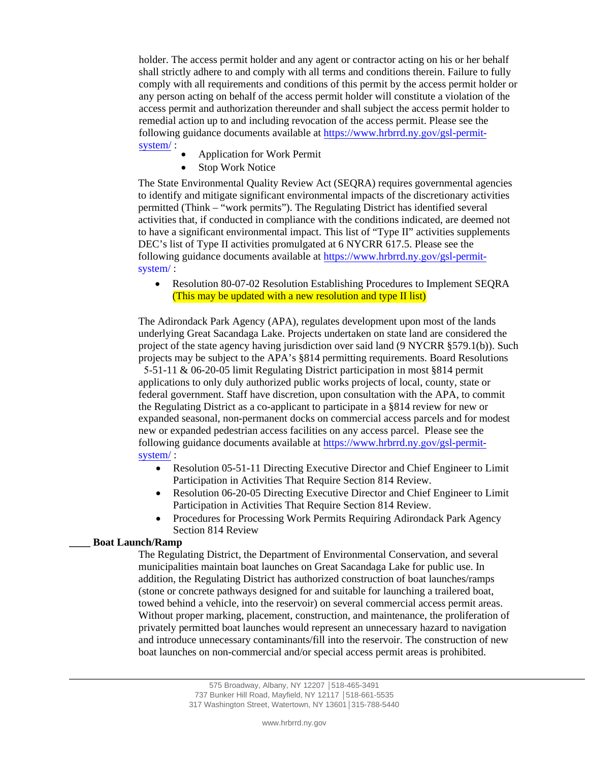holder. The access permit holder and any agent or contractor acting on his or her behalf shall strictly adhere to and comply with all terms and conditions therein. Failure to fully comply with all requirements and conditions of this permit by the access permit holder or any person acting on behalf of the access permit holder will constitute a violation of the access permit and authorization thereunder and shall subject the access permit holder to remedial action up to and including revocation of the access permit. Please see the following guidance documents available at https://www.hrbrrd.ny.gov/gsl-permit-system/ :

- Application for Work Permit
- Stop Work Notice

The State Environmental Quality Review Act (SEQRA) requires governmental agencies to identify and mitigate significant environmental impacts of the discretionary activities permitted (Think – "work permits"). The Regulating District has identified several activities that, if conducted in compliance with the conditions indicated, are deemed not to have a significant environmental impact. This list of "Type II" activities supplements DEC's list of Type II activities promulgated at 6 NYCRR 617.5. Please see the following guidance documents available at https://www.hrbrrd.ny.gov/gsl-permit-system/ :

- Resolution 80-07-02 Resolution Establishing Procedures to Implement SEQRA (This may be updated with a new resolution and type II list)

The Adirondack Park Agency (APA), regulates development upon most of the lands underlying Great Sacandaga Lake. Projects undertaken on state land are considered the project of the state agency having jurisdiction over said land (9 NYCRR §579.1(b)). Such projects may be subject to the APA's §814 permitting requirements. Board Resolutions 5-51-11 & 06-20-05 limit Regulating District participation in most §814 permit applications to only duly authorized public works projects of local, county, state or federal government. Staff have discretion, upon consultation with the APA, to commit the Regulating District as a co-applicant to participate in a §814 review for new or expanded seasonal, non-permanent docks on commercial access parcels and for modest new or expanded pedestrian access facilities on any access parcel. Please see the following guidance documents available at https://www.hrbrrd.ny.gov/gsl-permit-system/ :

- Resolution 05-51-11 Directing Executive Director and Chief Engineer to Limit Participation in Activities That Require Section 814 Review.
- Resolution 06-20-05 Directing Executive Director and Chief Engineer to Limit Participation in Activities That Require Section 814 Review.
- Procedures for Processing Work Permits Requiring Adirondack Park Agency Section 814 Review

**____ Boat Launch/Ramp**

The Regulating District, the Department of Environmental Conservation, and several municipalities maintain boat launches on Great Sacandaga Lake for public use. In addition, the Regulating District has authorized construction of boat launches/ramps (stone or concrete pathways designed for and suitable for launching a trailered boat, towed behind a vehicle, into the reservoir) on several commercial access permit areas. Without proper marking, placement, construction, and maintenance, the proliferation of privately permitted boat launches would represent an unnecessary hazard to navigation and introduce unnecessary contaminants/fill into the reservoir. The construction of new boat launches on non-commercial and/or special access permit areas is prohibited.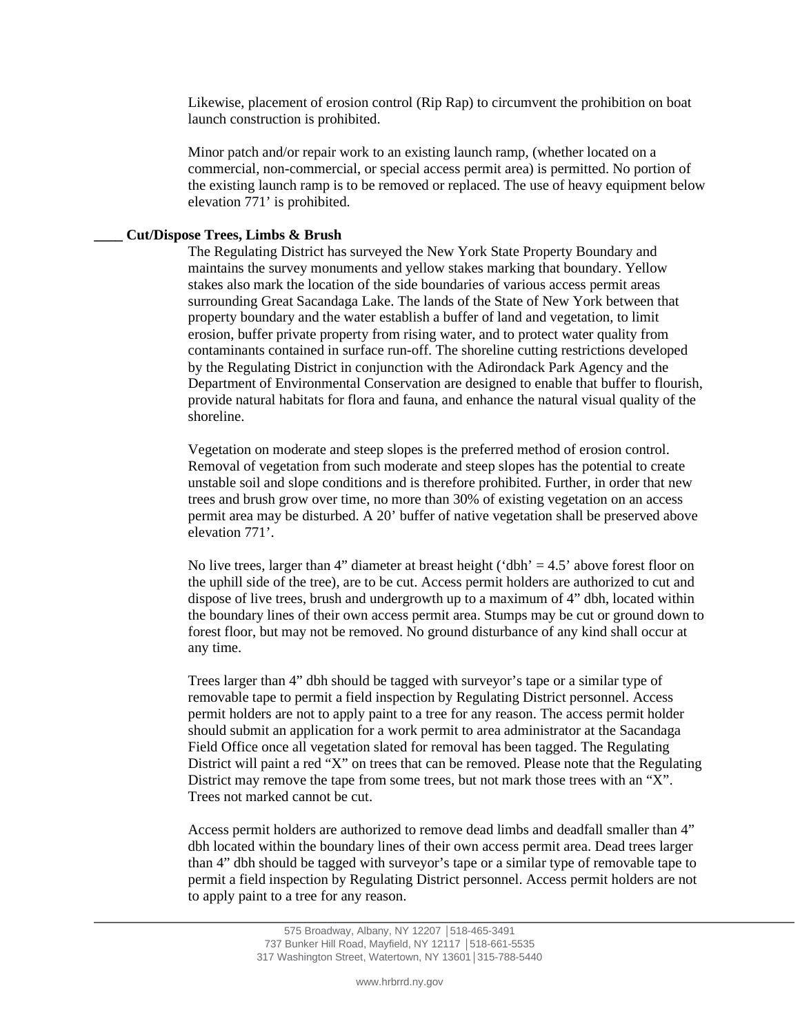Likewise, placement of erosion control (Rip Rap) to circumvent the prohibition on boat launch construction is prohibited.

Minor patch and/or repair work to an existing launch ramp, (whether located on a commercial, non-commercial, or special access permit area) is permitted. No portion of the existing launch ramp is to be removed or replaced. The use of heavy equipment below elevation 771' is prohibited.

**____ Cut/Dispose Trees, Limbs & Brush**

The Regulating District has surveyed the New York State Property Boundary and maintains the survey monuments and yellow stakes marking that boundary. Yellow stakes also mark the location of the side boundaries of various access permit areas surrounding Great Sacandaga Lake. The lands of the State of New York between that property boundary and the water establish a buffer of land and vegetation, to limit erosion, buffer private property from rising water, and to protect water quality from contaminants contained in surface run-off. The shoreline cutting restrictions developed by the Regulating District in conjunction with the Adirondack Park Agency and the Department of Environmental Conservation are designed to enable that buffer to flourish, provide natural habitats for flora and fauna, and enhance the natural visual quality of the shoreline.

Vegetation on moderate and steep slopes is the preferred method of erosion control. Removal of vegetation from such moderate and steep slopes has the potential to create unstable soil and slope conditions and is therefore prohibited. Further, in order that new trees and brush grow over time, no more than 30% of existing vegetation on an access permit area may be disturbed. A 20' buffer of native vegetation shall be preserved above elevation 771'.

No live trees, larger than 4" diameter at breast height ('dbh' = 4.5' above forest floor on the uphill side of the tree), are to be cut. Access permit holders are authorized to cut and dispose of live trees, brush and undergrowth up to a maximum of 4" dbh, located within the boundary lines of their own access permit area. Stumps may be cut or ground down to forest floor, but may not be removed. No ground disturbance of any kind shall occur at any time.

Trees larger than 4" dbh should be tagged with surveyor's tape or a similar type of removable tape to permit a field inspection by Regulating District personnel. Access permit holders are not to apply paint to a tree for any reason. The access permit holder should submit an application for a work permit to area administrator at the Sacandaga Field Office once all vegetation slated for removal has been tagged. The Regulating District will paint a red "X" on trees that can be removed. Please note that the Regulating District may remove the tape from some trees, but not mark those trees with an "X". Trees not marked cannot be cut.

Access permit holders are authorized to remove dead limbs and deadfall smaller than 4" dbh located within the boundary lines of their own access permit area. Dead trees larger than 4" dbh should be tagged with surveyor's tape or a similar type of removable tape to permit a field inspection by Regulating District personnel. Access permit holders are not to apply paint to a tree for any reason.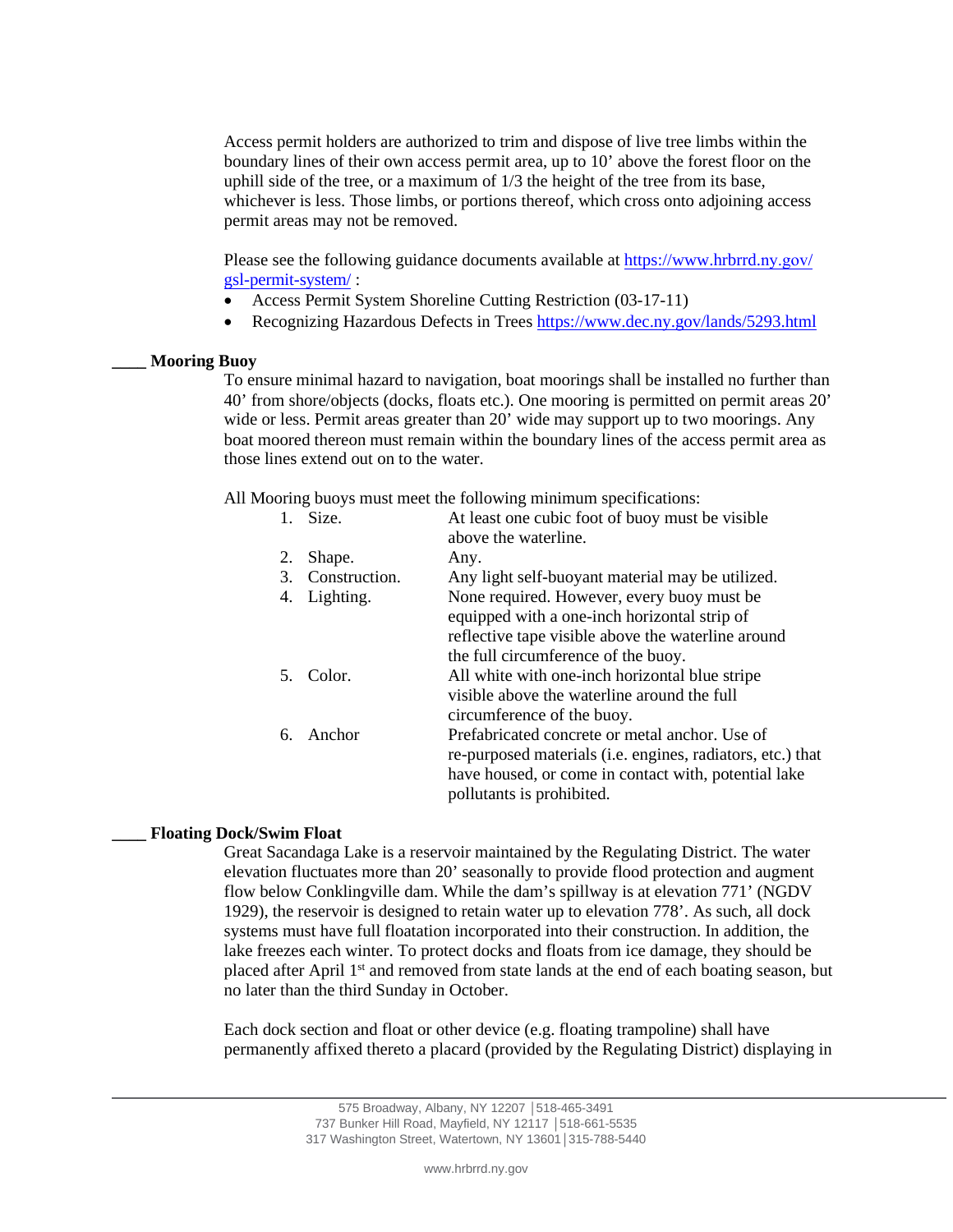Access permit holders are authorized to trim and dispose of live tree limbs within the boundary lines of their own access permit area, up to 10' above the forest floor on the uphill side of the tree, or a maximum of 1/3 the height of the tree from its base, whichever is less. Those limbs, or portions thereof, which cross onto adjoining access permit areas may not be removed.

Please see the following guidance documents available at https://www.hrbrrd.ny.gov/gsl-permit-system/ :

- Access Permit System Shoreline Cutting Restriction (03-17-11)
- Recognizing Hazardous Defects in Trees https://www.dec.ny.gov/lands/5293.html

____ **Mooring Buoy**

To ensure minimal hazard to navigation, boat moorings shall be installed no further than 40' from shore/objects (docks, floats etc.). One mooring is permitted on permit areas 20' wide or less. Permit areas greater than 20' wide may support up to two moorings. Any boat moored thereon must remain within the boundary lines of the access permit area as those lines extend out on to the water.

All Mooring buoys must meet the following minimum specifications:

| | |
|---|---|
| 1. Size. | At least one cubic foot of buoy must be visible above the waterline. |
| 2. Shape. | Any. |
| 3. Construction. | Any light self-buoyant material may be utilized. |
| 4. Lighting. | None required. However, every buoy must be equipped with a one-inch horizontal strip of reflective tape visible above the waterline around the full circumference of the buoy. |
| 5. Color. | All white with one-inch horizontal blue stripe visible above the waterline around the full circumference of the buoy. |
| 6. Anchor | Prefabricated concrete or metal anchor. Use of re-purposed materials (i.e. engines, radiators, etc.) that have housed, or come in contact with, potential lake pollutants is prohibited. |

____ **Floating Dock/Swim Float**

Great Sacandaga Lake is a reservoir maintained by the Regulating District. The water elevation fluctuates more than 20' seasonally to provide flood protection and augment flow below Conklingville dam. While the dam's spillway is at elevation 771' (NGDV 1929), the reservoir is designed to retain water up to elevation 778'. As such, all dock systems must have full floatation incorporated into their construction. In addition, the lake freezes each winter. To protect docks and floats from ice damage, they should be placed after April 1st and removed from state lands at the end of each boating season, but no later than the third Sunday in October.

Each dock section and float or other device (e.g. floating trampoline) shall have permanently affixed thereto a placard (provided by the Regulating District) displaying in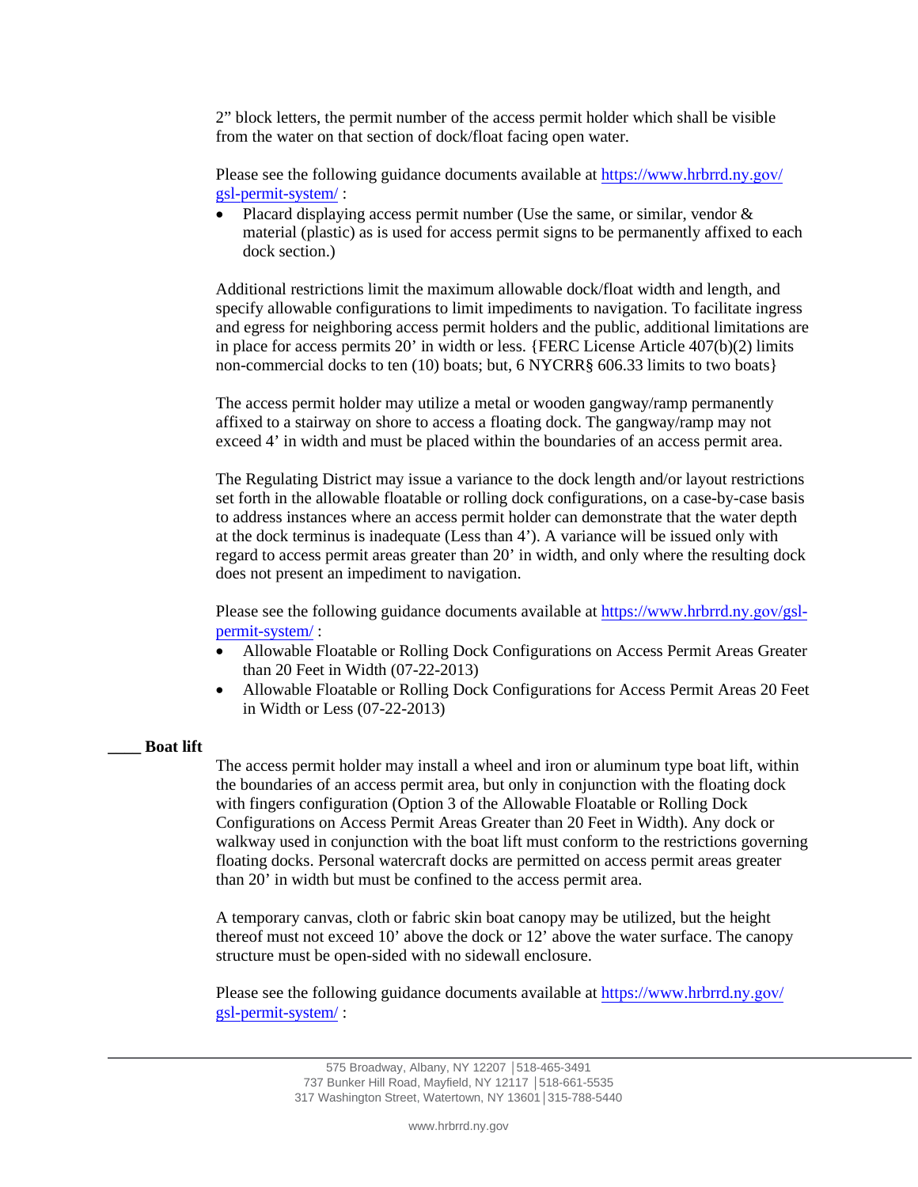2" block letters, the permit number of the access permit holder which shall be visible from the water on that section of dock/float facing open water.

Please see the following guidance documents available at [https://www.hrbrrd.ny.gov/gsl-permit-system/](https://www.hrbrrd.ny.gov/gsl-permit-system/) :

- Placard displaying access permit number (Use the same, or similar, vendor & material (plastic) as is used for access permit signs to be permanently affixed to each dock section.)

Additional restrictions limit the maximum allowable dock/float width and length, and specify allowable configurations to limit impediments to navigation. To facilitate ingress and egress for neighboring access permit holders and the public, additional limitations are in place for access permits 20' in width or less. {FERC License Article 407(b)(2) limits non-commercial docks to ten (10) boats; but, 6 NYCRR§ 606.33 limits to two boats}

The access permit holder may utilize a metal or wooden gangway/ramp permanently affixed to a stairway on shore to access a floating dock. The gangway/ramp may not exceed 4' in width and must be placed within the boundaries of an access permit area.

The Regulating District may issue a variance to the dock length and/or layout restrictions set forth in the allowable floatable or rolling dock configurations, on a case-by-case basis to address instances where an access permit holder can demonstrate that the water depth at the dock terminus is inadequate (Less than 4'). A variance will be issued only with regard to access permit areas greater than 20' in width, and only where the resulting dock does not present an impediment to navigation.

Please see the following guidance documents available at [https://www.hrbrrd.ny.gov/gsl-permit-system/](https://www.hrbrrd.ny.gov/gsl-permit-system/) :

- Allowable Floatable or Rolling Dock Configurations on Access Permit Areas Greater than 20 Feet in Width (07-22-2013)
- Allowable Floatable or Rolling Dock Configurations for Access Permit Areas 20 Feet in Width or Less (07-22-2013)

**____ Boat lift**

The access permit holder may install a wheel and iron or aluminum type boat lift, within the boundaries of an access permit area, but only in conjunction with the floating dock with fingers configuration (Option 3 of the Allowable Floatable or Rolling Dock Configurations on Access Permit Areas Greater than 20 Feet in Width). Any dock or walkway used in conjunction with the boat lift must conform to the restrictions governing floating docks. Personal watercraft docks are permitted on access permit areas greater than 20' in width but must be confined to the access permit area.

A temporary canvas, cloth or fabric skin boat canopy may be utilized, but the height thereof must not exceed 10' above the dock or 12' above the water surface. The canopy structure must be open-sided with no sidewall enclosure.

Please see the following guidance documents available at [https://www.hrbrrd.ny.gov/gsl-permit-system/](https://www.hrbrrd.ny.gov/gsl-permit-system/) :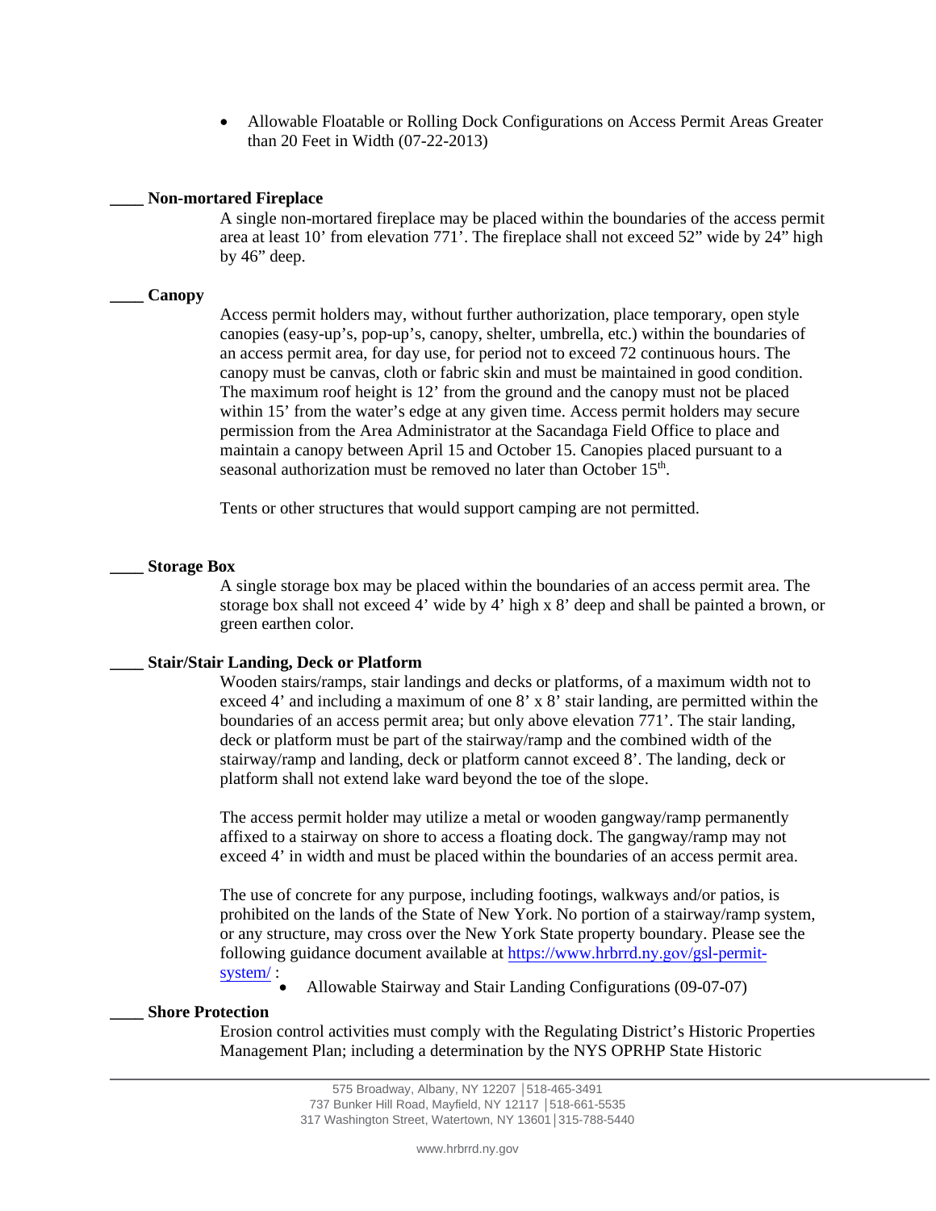- Allowable Floatable or Rolling Dock Configurations on Access Permit Areas Greater than 20 Feet in Width (07-22-2013)

**____ Non-mortared Fireplace**

A single non-mortared fireplace may be placed within the boundaries of the access permit area at least 10' from elevation 771'. The fireplace shall not exceed 52" wide by 24" high by 46" deep.

**____ Canopy**

Access permit holders may, without further authorization, place temporary, open style canopies (easy-up's, pop-up's, canopy, shelter, umbrella, etc.) within the boundaries of an access permit area, for day use, for period not to exceed 72 continuous hours. The canopy must be canvas, cloth or fabric skin and must be maintained in good condition. The maximum roof height is 12' from the ground and the canopy must not be placed within 15' from the water's edge at any given time. Access permit holders may secure permission from the Area Administrator at the Sacandaga Field Office to place and maintain a canopy between April 15 and October 15. Canopies placed pursuant to a seasonal authorization must be removed no later than October 15th.

Tents or other structures that would support camping are not permitted.

**____ Storage Box**

A single storage box may be placed within the boundaries of an access permit area. The storage box shall not exceed 4' wide by 4' high x 8' deep and shall be painted a brown, or green earthen color.

**____ Stair/Stair Landing, Deck or Platform**

Wooden stairs/ramps, stair landings and decks or platforms, of a maximum width not to exceed 4' and including a maximum of one 8' x 8' stair landing, are permitted within the boundaries of an access permit area; but only above elevation 771'. The stair landing, deck or platform must be part of the stairway/ramp and the combined width of the stairway/ramp and landing, deck or platform cannot exceed 8'. The landing, deck or platform shall not extend lake ward beyond the toe of the slope.

The access permit holder may utilize a metal or wooden gangway/ramp permanently affixed to a stairway on shore to access a floating dock. The gangway/ramp may not exceed 4' in width and must be placed within the boundaries of an access permit area.

The use of concrete for any purpose, including footings, walkways and/or patios, is prohibited on the lands of the State of New York. No portion of a stairway/ramp system, or any structure, may cross over the New York State property boundary. Please see the following guidance document available at [https://www.hrbrrd.ny.gov/gsl-permit-system/](https://www.hrbrrd.ny.gov/gsl-permit-system/) :

- Allowable Stairway and Stair Landing Configurations (09-07-07)

**____ Shore Protection**

Erosion control activities must comply with the Regulating District's Historic Properties Management Plan; including a determination by the NYS OPRHP State Historic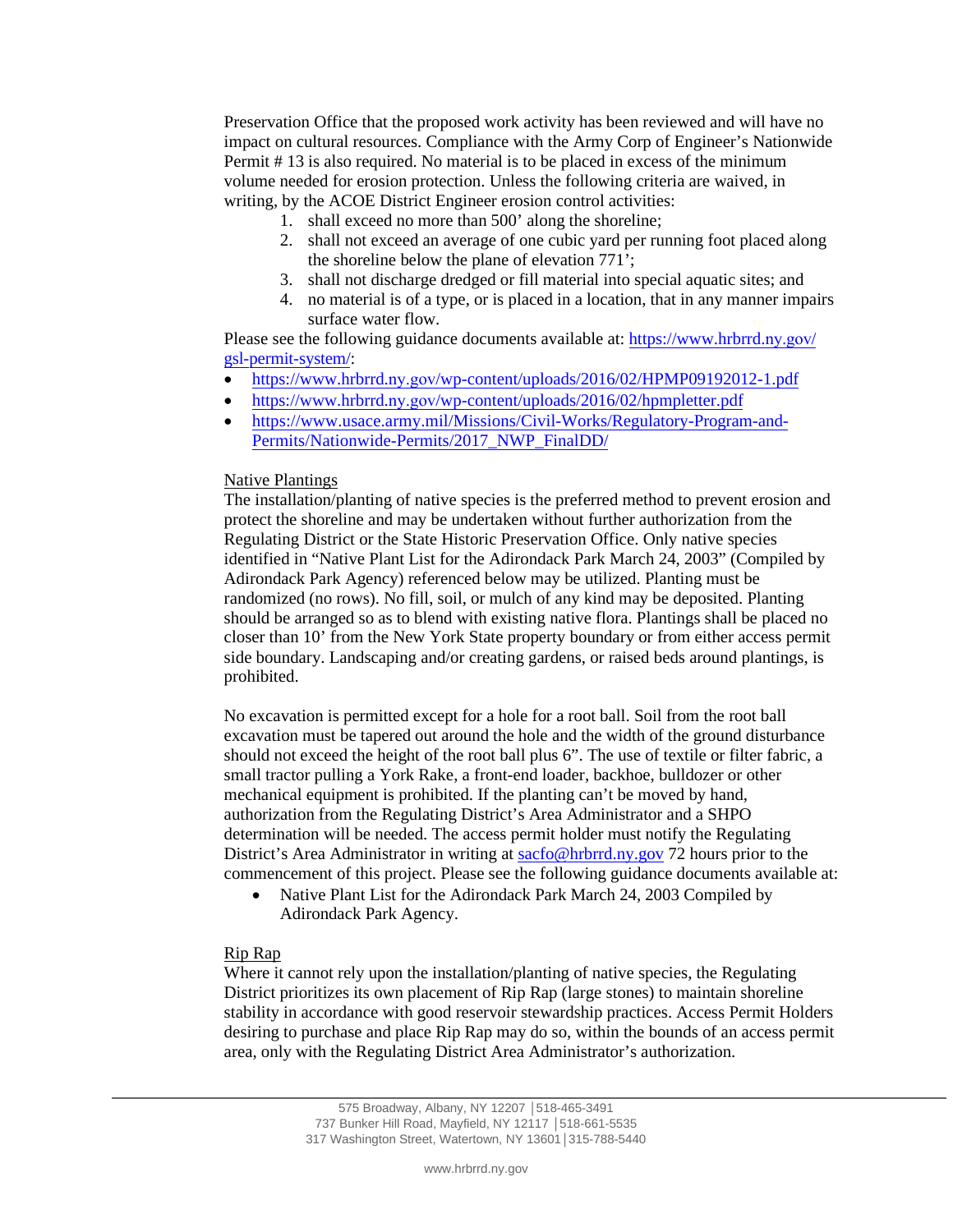Preservation Office that the proposed work activity has been reviewed and will have no impact on cultural resources. Compliance with the Army Corp of Engineer's Nationwide Permit # 13 is also required. No material is to be placed in excess of the minimum volume needed for erosion protection. Unless the following criteria are waived, in writing, by the ACOE District Engineer erosion control activities:

1. shall exceed no more than 500' along the shoreline;
2. shall not exceed an average of one cubic yard per running foot placed along the shoreline below the plane of elevation 771';
3. shall not discharge dredged or fill material into special aquatic sites; and
4. no material is of a type, or is placed in a location, that in any manner impairs surface water flow.

Please see the following guidance documents available at: [https://www.hrbrrd.ny.gov/gsl-permit-system/](https://www.hrbrrd.ny.gov/gsl-permit-system/):

- [https://www.hrbrrd.ny.gov/wp-content/uploads/2016/02/HPMP09192012-1.pdf](https://www.hrbrrd.ny.gov/wp-content/uploads/2016/02/HPMP09192012-1.pdf)
- [https://www.hrbrrd.ny.gov/wp-content/uploads/2016/02/hpmpletter.pdf](https://www.hrbrrd.ny.gov/wp-content/uploads/2016/02/hpmpletter.pdf)
- [https://www.usace.army.mil/Missions/Civil-Works/Regulatory-Program-and-Permits/Nationwide-Permits/2017_NWP_FinalDD/](https://www.usace.army.mil/Missions/Civil-Works/Regulatory-Program-and-Permits/Nationwide-Permits/2017_NWP_FinalDD/)

Native Plantings

The installation/planting of native species is the preferred method to prevent erosion and protect the shoreline and may be undertaken without further authorization from the Regulating District or the State Historic Preservation Office. Only native species identified in "Native Plant List for the Adirondack Park March 24, 2003" (Compiled by Adirondack Park Agency) referenced below may be utilized. Planting must be randomized (no rows). No fill, soil, or mulch of any kind may be deposited. Planting should be arranged so as to blend with existing native flora. Plantings shall be placed no closer than 10' from the New York State property boundary or from either access permit side boundary. Landscaping and/or creating gardens, or raised beds around plantings, is prohibited.

No excavation is permitted except for a hole for a root ball. Soil from the root ball excavation must be tapered out around the hole and the width of the ground disturbance should not exceed the height of the root ball plus 6". The use of textile or filter fabric, a small tractor pulling a York Rake, a front-end loader, backhoe, bulldozer or other mechanical equipment is prohibited. If the planting can't be moved by hand, authorization from the Regulating District's Area Administrator and a SHPO determination will be needed. The access permit holder must notify the Regulating District's Area Administrator in writing at [sacfo@hrbrrd.ny.gov](mailto:sacfo@hrbrrd.ny.gov) 72 hours prior to the commencement of this project. Please see the following guidance documents available at:

- Native Plant List for the Adirondack Park March 24, 2003 Compiled by Adirondack Park Agency.

Rip Rap

Where it cannot rely upon the installation/planting of native species, the Regulating District prioritizes its own placement of Rip Rap (large stones) to maintain shoreline stability in accordance with good reservoir stewardship practices. Access Permit Holders desiring to purchase and place Rip Rap may do so, within the bounds of an access permit area, only with the Regulating District Area Administrator's authorization.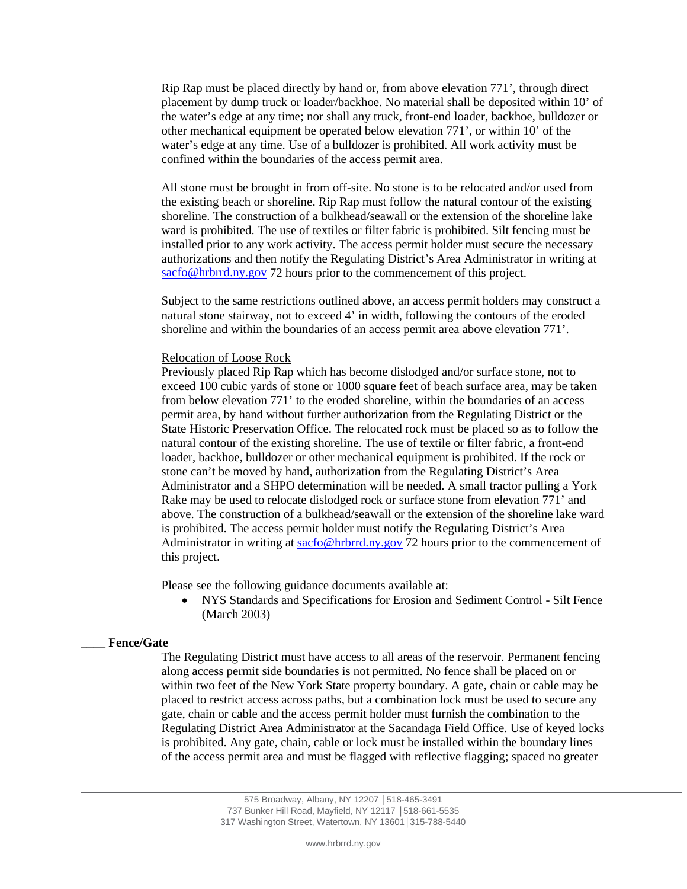Rip Rap must be placed directly by hand or, from above elevation 771', through direct placement by dump truck or loader/backhoe. No material shall be deposited within 10' of the water's edge at any time; nor shall any truck, front-end loader, backhoe, bulldozer or other mechanical equipment be operated below elevation 771', or within 10' of the water's edge at any time. Use of a bulldozer is prohibited. All work activity must be confined within the boundaries of the access permit area.

All stone must be brought in from off-site. No stone is to be relocated and/or used from the existing beach or shoreline. Rip Rap must follow the natural contour of the existing shoreline. The construction of a bulkhead/seawall or the extension of the shoreline lake ward is prohibited. The use of textiles or filter fabric is prohibited. Silt fencing must be installed prior to any work activity. The access permit holder must secure the necessary authorizations and then notify the Regulating District's Area Administrator in writing at [sacfo@hrbrrd.ny.gov](mailto:sacfo@hrbrrd.ny.gov) 72 hours prior to the commencement of this project.

Subject to the same restrictions outlined above, an access permit holders may construct a natural stone stairway, not to exceed 4' in width, following the contours of the eroded shoreline and within the boundaries of an access permit area above elevation 771'.

<u>Relocation of Loose Rock</u>

Previously placed Rip Rap which has become dislodged and/or surface stone, not to exceed 100 cubic yards of stone or 1000 square feet of beach surface area, may be taken from below elevation 771' to the eroded shoreline, within the boundaries of an access permit area, by hand without further authorization from the Regulating District or the State Historic Preservation Office. The relocated rock must be placed so as to follow the natural contour of the existing shoreline. The use of textile or filter fabric, a front-end loader, backhoe, bulldozer or other mechanical equipment is prohibited. If the rock or stone can't be moved by hand, authorization from the Regulating District's Area Administrator and a SHPO determination will be needed. A small tractor pulling a York Rake may be used to relocate dislodged rock or surface stone from elevation 771' and above. The construction of a bulkhead/seawall or the extension of the shoreline lake ward is prohibited. The access permit holder must notify the Regulating District's Area Administrator in writing at [sacfo@hrbrrd.ny.gov](mailto:sacfo@hrbrrd.ny.gov) 72 hours prior to the commencement of this project.

Please see the following guidance documents available at:

- NYS Standards and Specifications for Erosion and Sediment Control - Silt Fence (March 2003)

**____ Fence/Gate**

The Regulating District must have access to all areas of the reservoir. Permanent fencing along access permit side boundaries is not permitted. No fence shall be placed on or within two feet of the New York State property boundary. A gate, chain or cable may be placed to restrict access across paths, but a combination lock must be used to secure any gate, chain or cable and the access permit holder must furnish the combination to the Regulating District Area Administrator at the Sacandaga Field Office. Use of keyed locks is prohibited. Any gate, chain, cable or lock must be installed within the boundary lines of the access permit area and must be flagged with reflective flagging; spaced no greater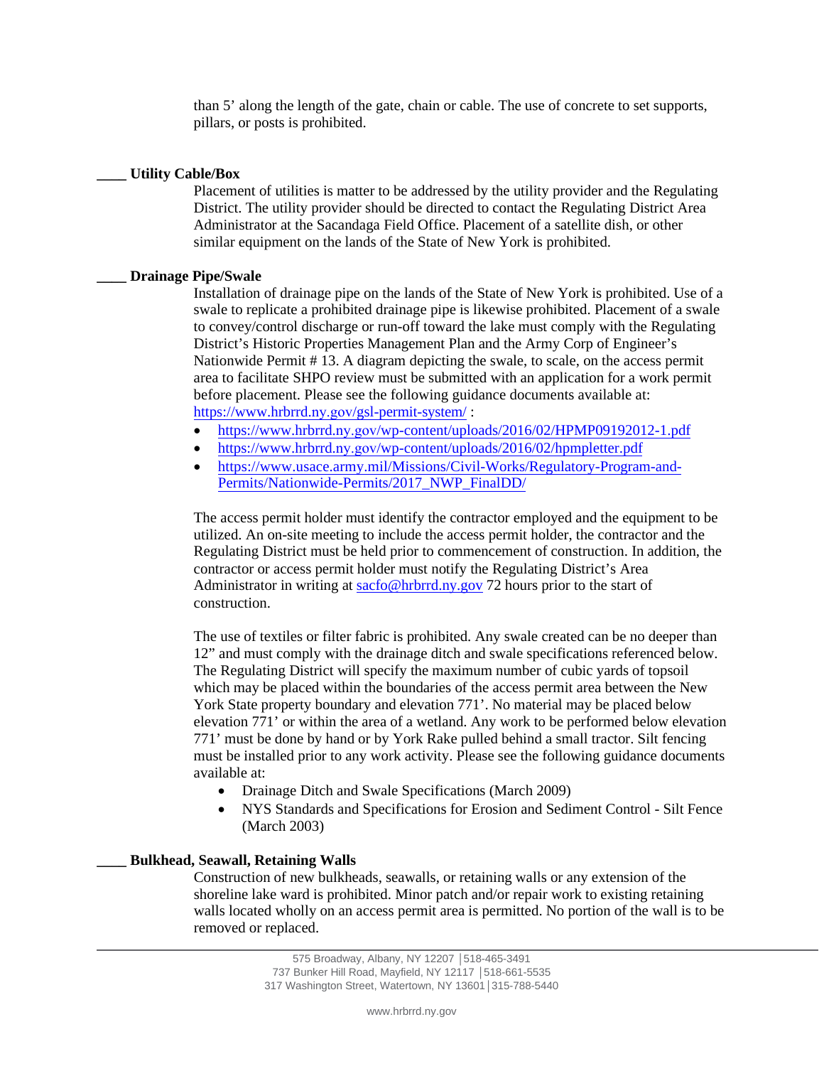than 5' along the length of the gate, chain or cable. The use of concrete to set supports, pillars, or posts is prohibited.

**____ Utility Cable/Box**

Placement of utilities is matter to be addressed by the utility provider and the Regulating District. The utility provider should be directed to contact the Regulating District Area Administrator at the Sacandaga Field Office. Placement of a satellite dish, or other similar equipment on the lands of the State of New York is prohibited.

**____ Drainage Pipe/Swale**

Installation of drainage pipe on the lands of the State of New York is prohibited. Use of a swale to replicate a prohibited drainage pipe is likewise prohibited. Placement of a swale to convey/control discharge or run-off toward the lake must comply with the Regulating District's Historic Properties Management Plan and the Army Corp of Engineer's Nationwide Permit # 13. A diagram depicting the swale, to scale, on the access permit area to facilitate SHPO review must be submitted with an application for a work permit before placement. Please see the following guidance documents available at: [https://www.hrbrrd.ny.gov/gsl-permit-system/](https://www.hrbrrd.ny.gov/gsl-permit-system/) :

- [https://www.hrbrrd.ny.gov/wp-content/uploads/2016/02/HPMP09192012-1.pdf](https://www.hrbrrd.ny.gov/wp-content/uploads/2016/02/HPMP09192012-1.pdf)
- [https://www.hrbrrd.ny.gov/wp-content/uploads/2016/02/hpmpletter.pdf](https://www.hrbrrd.ny.gov/wp-content/uploads/2016/02/hpmpletter.pdf)
- [https://www.usace.army.mil/Missions/Civil-Works/Regulatory-Program-and-Permits/Nationwide-Permits/2017_NWP_FinalDD/](https://www.usace.army.mil/Missions/Civil-Works/Regulatory-Program-and-Permits/Nationwide-Permits/2017_NWP_FinalDD/)

The access permit holder must identify the contractor employed and the equipment to be utilized. An on-site meeting to include the access permit holder, the contractor and the Regulating District must be held prior to commencement of construction. In addition, the contractor or access permit holder must notify the Regulating District's Area Administrator in writing at [sacfo@hrbrrd.ny.gov](mailto:sacfo@hrbrrd.ny.gov) 72 hours prior to the start of construction.

The use of textiles or filter fabric is prohibited. Any swale created can be no deeper than 12" and must comply with the drainage ditch and swale specifications referenced below. The Regulating District will specify the maximum number of cubic yards of topsoil which may be placed within the boundaries of the access permit area between the New York State property boundary and elevation 771'. No material may be placed below elevation 771' or within the area of a wetland. Any work to be performed below elevation 771' must be done by hand or by York Rake pulled behind a small tractor. Silt fencing must be installed prior to any work activity. Please see the following guidance documents available at:

- Drainage Ditch and Swale Specifications (March 2009)
- NYS Standards and Specifications for Erosion and Sediment Control - Silt Fence (March 2003)

**____ Bulkhead, Seawall, Retaining Walls**

Construction of new bulkheads, seawalls, or retaining walls or any extension of the shoreline lake ward is prohibited. Minor patch and/or repair work to existing retaining walls located wholly on an access permit area is permitted. No portion of the wall is to be removed or replaced.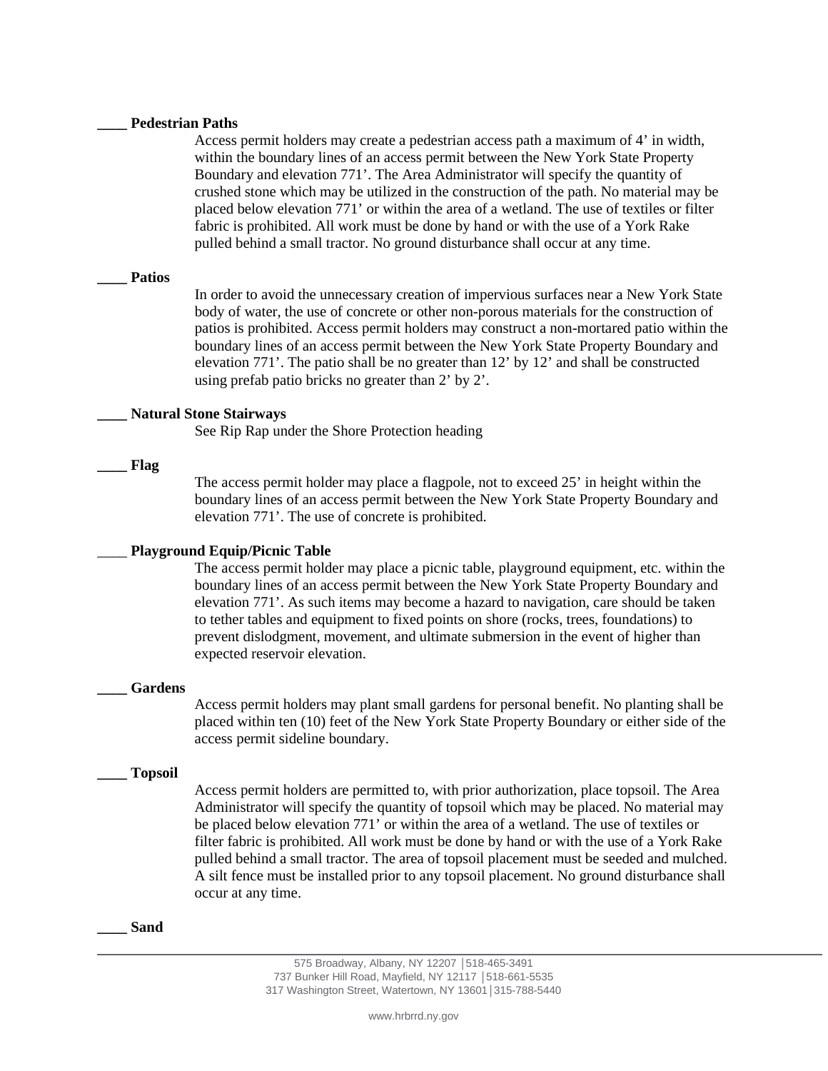**____ Pedestrian Paths**

Access permit holders may create a pedestrian access path a maximum of 4' in width, within the boundary lines of an access permit between the New York State Property Boundary and elevation 771'. The Area Administrator will specify the quantity of crushed stone which may be utilized in the construction of the path. No material may be placed below elevation 771' or within the area of a wetland. The use of textiles or filter fabric is prohibited. All work must be done by hand or with the use of a York Rake pulled behind a small tractor. No ground disturbance shall occur at any time.

**____ Patios**

In order to avoid the unnecessary creation of impervious surfaces near a New York State body of water, the use of concrete or other non-porous materials for the construction of patios is prohibited. Access permit holders may construct a non-mortared patio within the boundary lines of an access permit between the New York State Property Boundary and elevation 771'. The patio shall be no greater than 12' by 12' and shall be constructed using prefab patio bricks no greater than 2' by 2'.

**____ Natural Stone Stairways**

See Rip Rap under the Shore Protection heading

**____ Flag**

The access permit holder may place a flagpole, not to exceed 25' in height within the boundary lines of an access permit between the New York State Property Boundary and elevation 771'. The use of concrete is prohibited.

____ **Playground Equip/Picnic Table**

The access permit holder may place a picnic table, playground equipment, etc. within the boundary lines of an access permit between the New York State Property Boundary and elevation 771'. As such items may become a hazard to navigation, care should be taken to tether tables and equipment to fixed points on shore (rocks, trees, foundations) to prevent dislodgment, movement, and ultimate submersion in the event of higher than expected reservoir elevation.

**____ Gardens**

Access permit holders may plant small gardens for personal benefit. No planting shall be placed within ten (10) feet of the New York State Property Boundary or either side of the access permit sideline boundary.

**____ Topsoil**

Access permit holders are permitted to, with prior authorization, place topsoil. The Area Administrator will specify the quantity of topsoil which may be placed. No material may be placed below elevation 771' or within the area of a wetland. The use of textiles or filter fabric is prohibited. All work must be done by hand or with the use of a York Rake pulled behind a small tractor. The area of topsoil placement must be seeded and mulched. A silt fence must be installed prior to any topsoil placement. No ground disturbance shall occur at any time.

**____ Sand**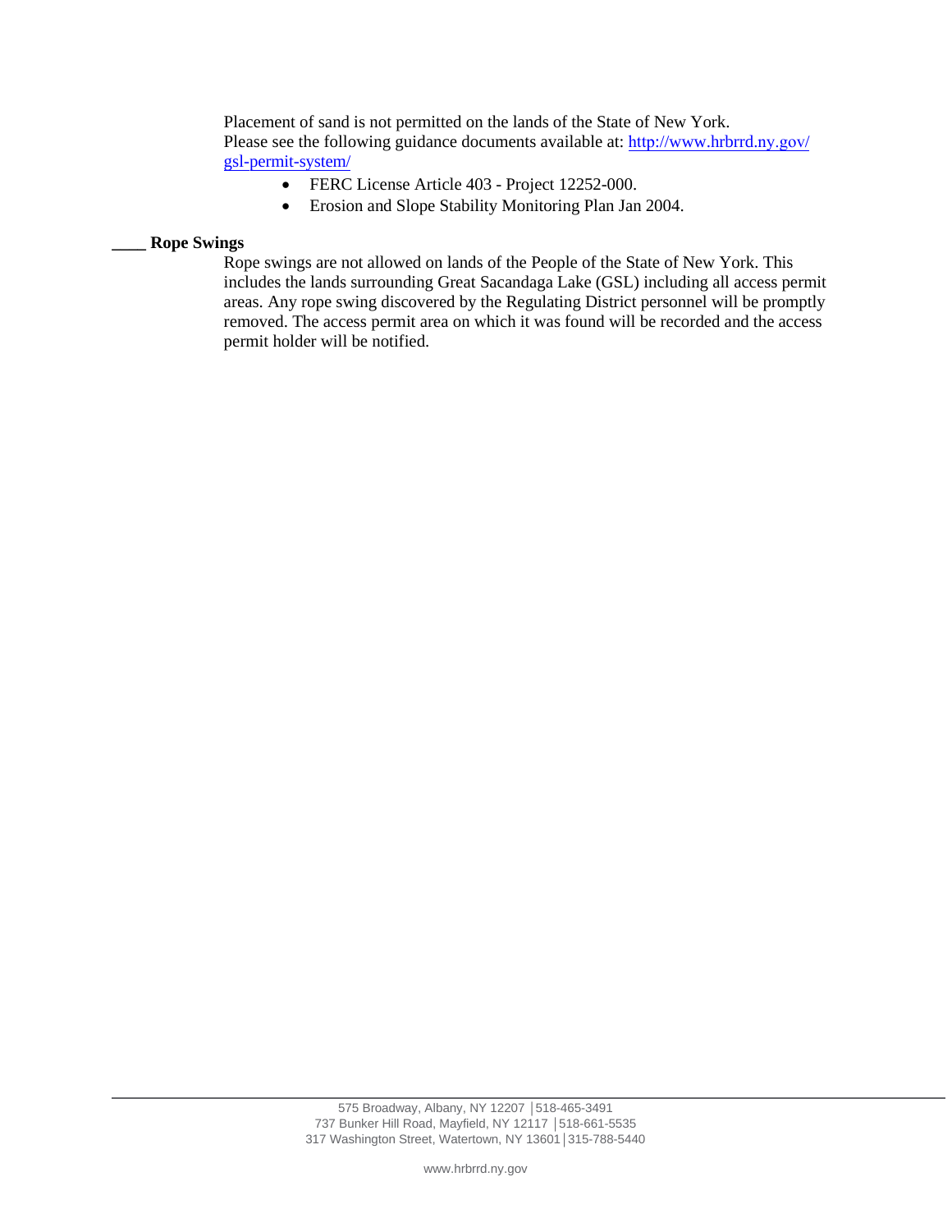Placement of sand is not permitted on the lands of the State of New York.
Please see the following guidance documents available at: [http://www.hrbrrd.ny.gov/gsl-permit-system/](http://www.hrbrrd.ny.gov/gsl-permit-system/)

- FERC License Article 403 - Project 12252-000.
- Erosion and Slope Stability Monitoring Plan Jan 2004.

____ **Rope Swings**

Rope swings are not allowed on lands of the People of the State of New York. This includes the lands surrounding Great Sacandaga Lake (GSL) including all access permit areas. Any rope swing discovered by the Regulating District personnel will be promptly removed. The access permit area on which it was found will be recorded and the access permit holder will be notified.